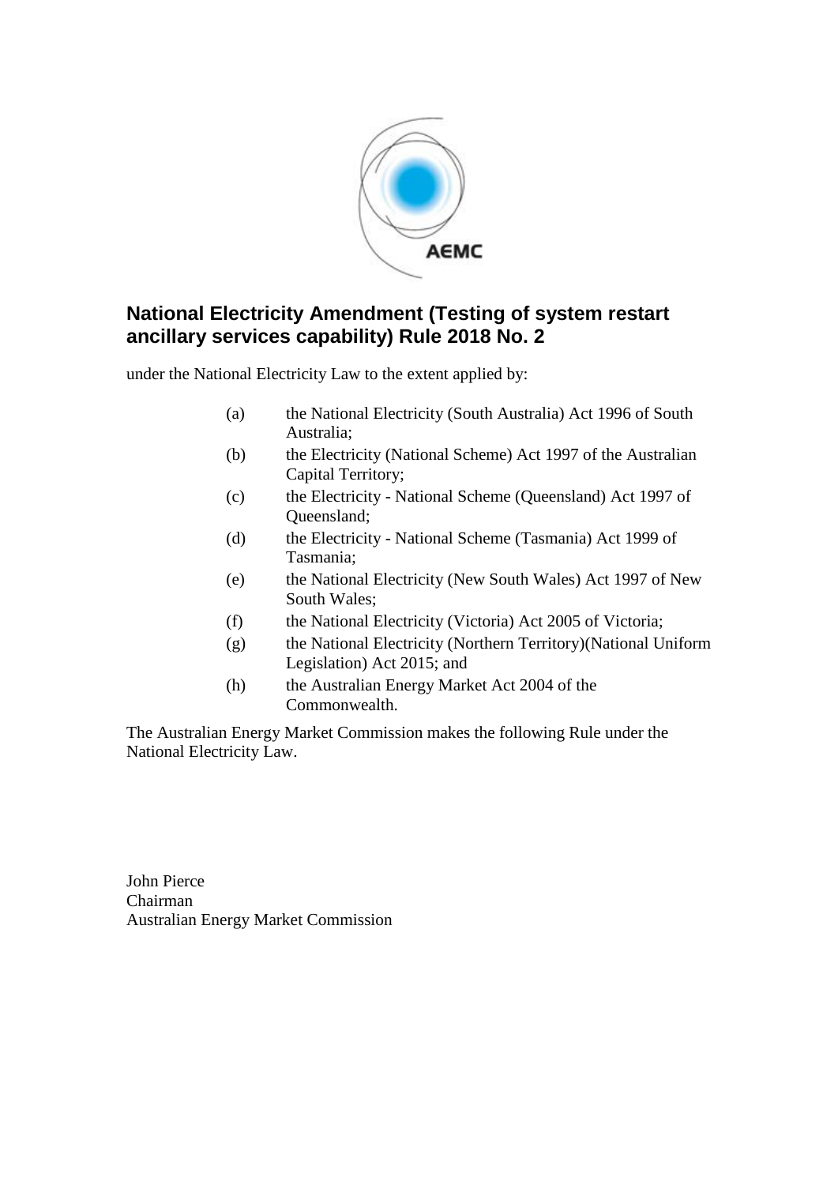# National Electricity Amendment (Testing of system restart ancillary services capability) Rule 2018 No. 2

under the National Electricity Law to the extent applied by:

(a) the National Electricity (South Australia) Act 1996 of South Australia;

(b) the Electricity (National Scheme) Act 1997 of the Australian Capital Territory;

(c) the Electricity - National Scheme (Queensland) Act 1997 of Queensland;

(d) the Electricity - National Scheme (Tasmania) Act 1999 of Tasmania;

(e) the National Electricity (New South Wales) Act 1997 of New South Wales;

(f) the National Electricity (Victoria) Act 2005 of Victoria;

(g) the National Electricity (Northern Territory)(National Uniform Legislation) Act 2015; and

(h) the Australian Energy Market Act 2004 of the Commonwealth.

The Australian Energy Market Commission makes the following Rule under the National Electricity Law.

John Pierce
Chairman
Australian Energy Market Commission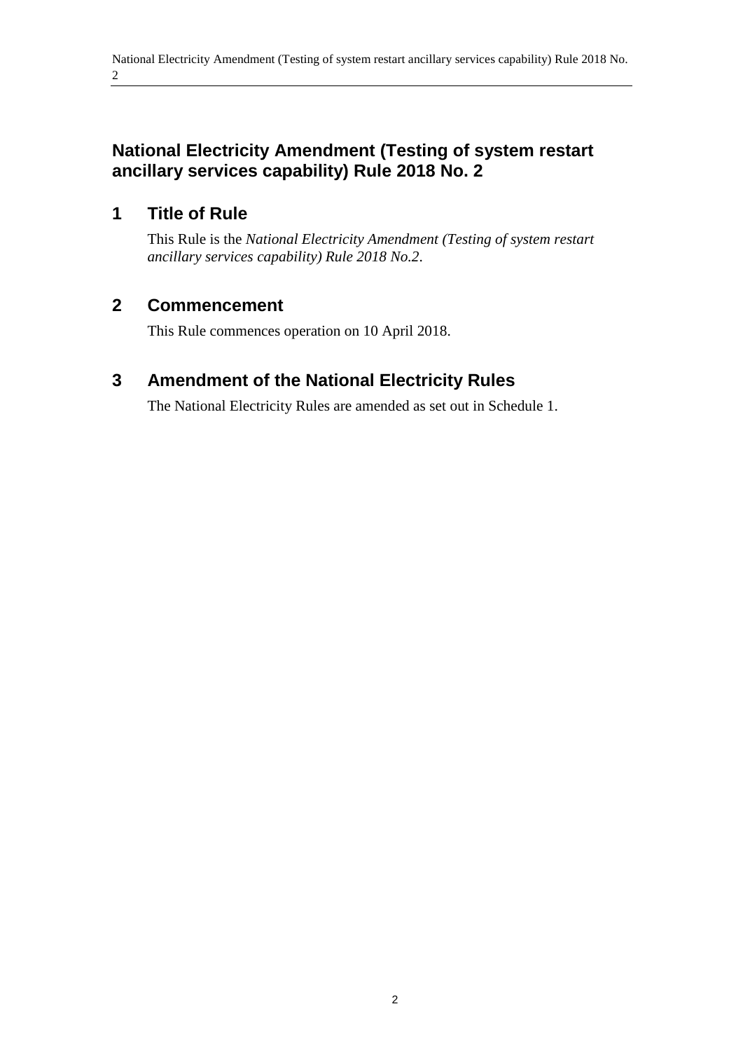# National Electricity Amendment (Testing of system restart ancillary services capability) Rule 2018 No. 2

## 1 Title of Rule

This Rule is the *National Electricity Amendment (Testing of system restart ancillary services capability) Rule 2018 No.2*.

## 2 Commencement

This Rule commences operation on 10 April 2018.

## 3 Amendment of the National Electricity Rules

The National Electricity Rules are amended as set out in Schedule 1.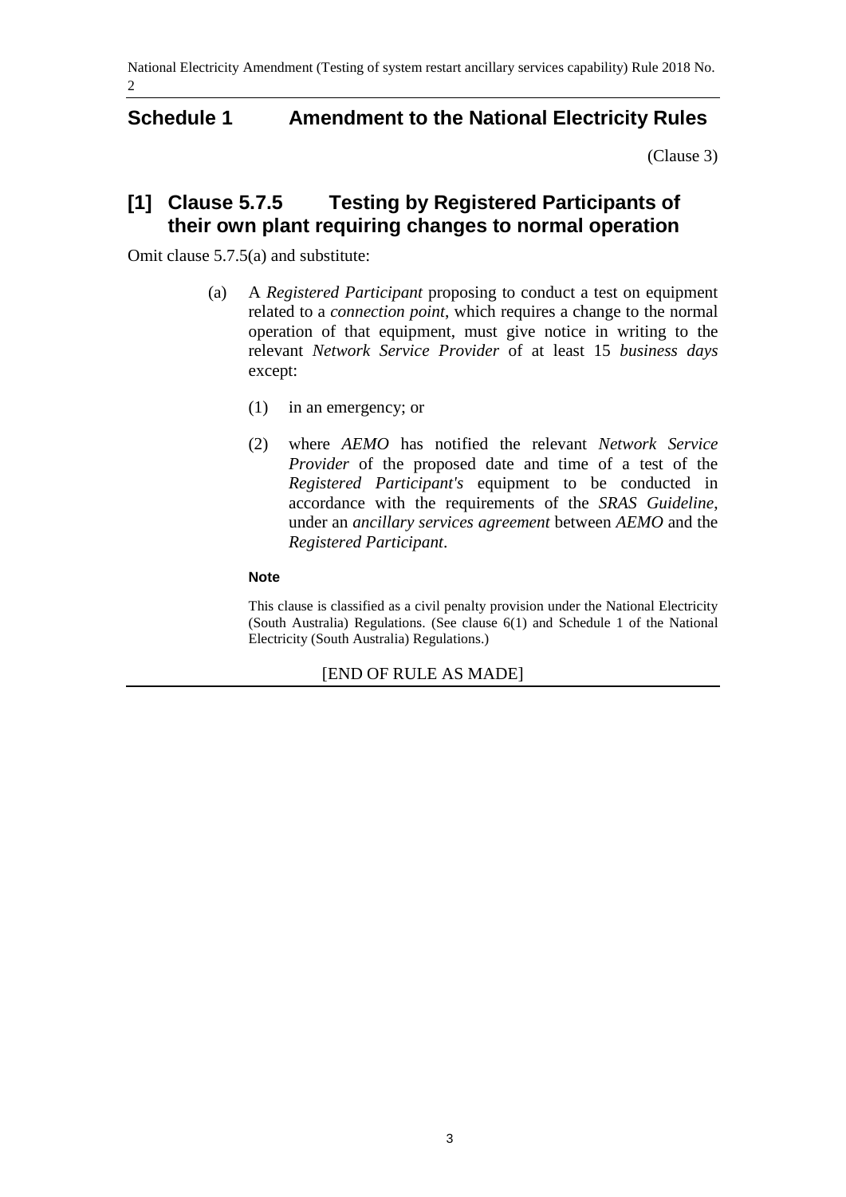# Schedule 1 Amendment to the National Electricity Rules

(Clause 3)

## [1] Clause 5.7.5 Testing by Registered Participants of their own plant requiring changes to normal operation

Omit clause 5.7.5(a) and substitute:

(a) A *Registered Participant* proposing to conduct a test on equipment related to a *connection point*, which requires a change to the normal operation of that equipment, must give notice in writing to the relevant *Network Service Provider* of at least 15 *business days* except:

(1) in an emergency; or

(2) where *AEMO* has notified the relevant *Network Service Provider* of the proposed date and time of a test of the *Registered Participant's* equipment to be conducted in accordance with the requirements of the *SRAS Guideline*, under an *ancillary services agreement* between *AEMO* and the *Registered Participant*.

**Note**

This clause is classified as a civil penalty provision under the National Electricity (South Australia) Regulations. (See clause 6(1) and Schedule 1 of the National Electricity (South Australia) Regulations.)

[END OF RULE AS MADE]